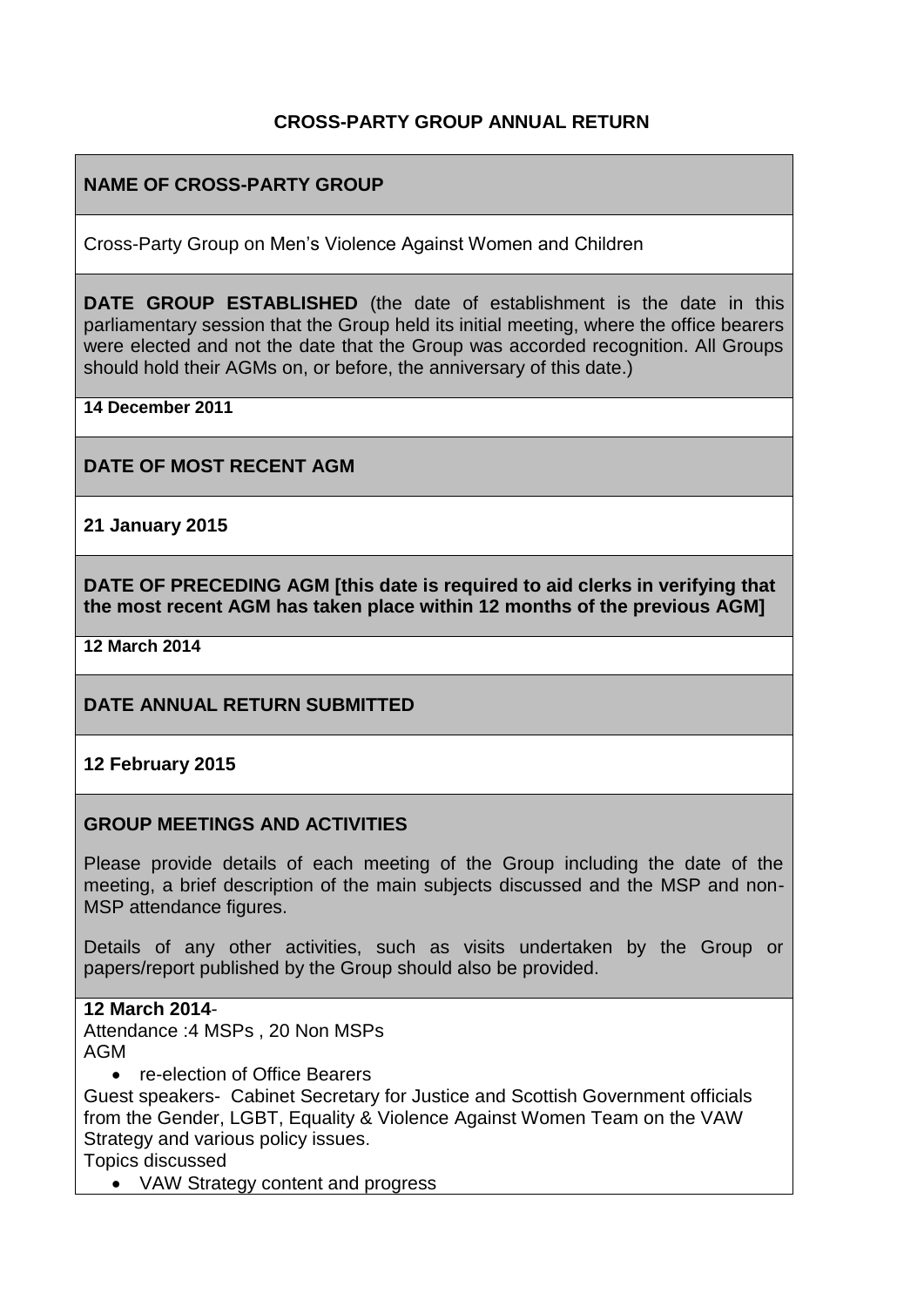# CROSS-PARTY GROUP ANNUAL RETURN

## NAME OF CROSS-PARTY GROUP

Cross-Party Group on Men's Violence Against Women and Children

**DATE GROUP ESTABLISHED** (the date of establishment is the date in this parliamentary session that the Group held its initial meeting, where the office bearers were elected and not the date that the Group was accorded recognition. All Groups should hold their AGMs on, or before, the anniversary of this date.)

**14 December 2011**

## DATE OF MOST RECENT AGM

**21 January 2015**

**DATE OF PRECEDING AGM [this date is required to aid clerks in verifying that the most recent AGM has taken place within 12 months of the previous AGM]**

**12 March 2014**

## DATE ANNUAL RETURN SUBMITTED

**12 February 2015**

## GROUP MEETINGS AND ACTIVITIES

Please provide details of each meeting of the Group including the date of the meeting, a brief description of the main subjects discussed and the MSP and non-MSP attendance figures.

Details of any other activities, such as visits undertaken by the Group or papers/report published by the Group should also be provided.

**12 March 2014**-

Attendance :4 MSPs , 20 Non MSPs

AGM

- re-election of Office Bearers

Guest speakers- Cabinet Secretary for Justice and Scottish Government officials from the Gender, LGBT, Equality & Violence Against Women Team on the VAW Strategy and various policy issues.

Topics discussed

- VAW Strategy content and progress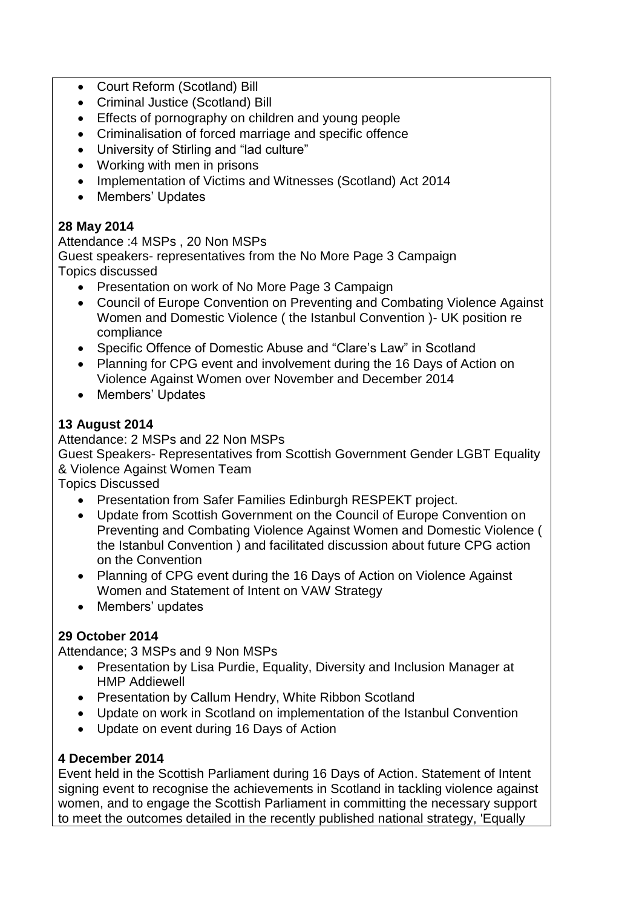- Court Reform (Scotland) Bill
- Criminal Justice (Scotland) Bill
- Effects of pornography on children and young people
- Criminalisation of forced marriage and specific offence
- University of Stirling and "lad culture"
- Working with men in prisons
- Implementation of Victims and Witnesses (Scotland) Act 2014
- Members' Updates

**28 May 2014**

Attendance :4 MSPs , 20 Non MSPs

Guest speakers- representatives from the No More Page 3 Campaign

Topics discussed

- Presentation on work of No More Page 3 Campaign
- Council of Europe Convention on Preventing and Combating Violence Against Women and Domestic Violence ( the Istanbul Convention )- UK position re compliance
- Specific Offence of Domestic Abuse and "Clare's Law" in Scotland
- Planning for CPG event and involvement during the 16 Days of Action on Violence Against Women over November and December 2014
- Members' Updates

**13 August 2014**

Attendance: 2 MSPs and 22 Non MSPs

Guest Speakers- Representatives from Scottish Government Gender LGBT Equality & Violence Against Women Team

Topics Discussed

- Presentation from Safer Families Edinburgh RESPEKT project.
- Update from Scottish Government on the Council of Europe Convention on Preventing and Combating Violence Against Women and Domestic Violence ( the Istanbul Convention ) and facilitated discussion about future CPG action on the Convention
- Planning of CPG event during the 16 Days of Action on Violence Against Women and Statement of Intent on VAW Strategy
- Members' updates

**29 October 2014**

Attendance; 3 MSPs and 9 Non MSPs

- Presentation by Lisa Purdie, Equality, Diversity and Inclusion Manager at HMP Addiewell
- Presentation by Callum Hendry, White Ribbon Scotland
- Update on work in Scotland on implementation of the Istanbul Convention
- Update on event during 16 Days of Action

**4 December 2014**

Event held in the Scottish Parliament during 16 Days of Action. Statement of Intent signing event to recognise the achievements in Scotland in tackling violence against women, and to engage the Scottish Parliament in committing the necessary support to meet the outcomes detailed in the recently published national strategy, 'Equally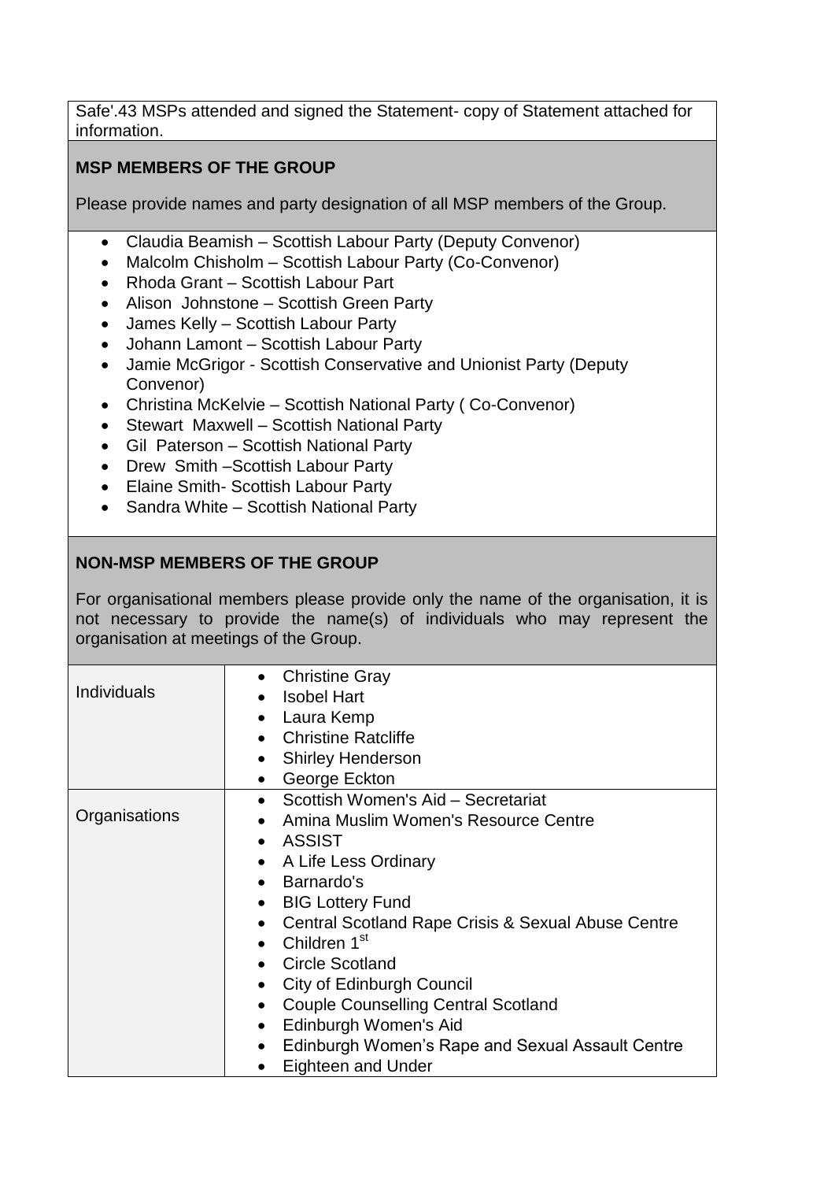Safe'.43 MSPs attended and signed the Statement- copy of Statement attached for information.

## MSP MEMBERS OF THE GROUP

Please provide names and party designation of all MSP members of the Group.

- Claudia Beamish – Scottish Labour Party (Deputy Convenor)
- Malcolm Chisholm – Scottish Labour Party (Co-Convenor)
- Rhoda Grant – Scottish Labour Part
- Alison Johnstone – Scottish Green Party
- James Kelly – Scottish Labour Party
- Johann Lamont – Scottish Labour Party
- Jamie McGrigor - Scottish Conservative and Unionist Party (Deputy Convenor)
- Christina McKelvie – Scottish National Party ( Co-Convenor)
- Stewart Maxwell – Scottish National Party
- Gil Paterson – Scottish National Party
- Drew Smith –Scottish Labour Party
- Elaine Smith- Scottish Labour Party
- Sandra White – Scottish National Party

## NON-MSP MEMBERS OF THE GROUP

For organisational members please provide only the name of the organisation, it is not necessary to provide the name(s) of individuals who may represent the organisation at meetings of the Group.

| | |
|---|---|
| Individuals | • Christine Gray<br>• Isobel Hart<br>• Laura Kemp<br>• Christine Ratcliffe<br>• Shirley Henderson<br>• George Eckton |
| Organisations | • Scottish Women's Aid – Secretariat<br>• Amina Muslim Women's Resource Centre<br>• ASSIST<br>• A Life Less Ordinary<br>• Barnardo's<br>• BIG Lottery Fund<br>• Central Scotland Rape Crisis & Sexual Abuse Centre<br>• Children 1st<br>• Circle Scotland<br>• City of Edinburgh Council<br>• Couple Counselling Central Scotland<br>• Edinburgh Women's Aid<br>• Edinburgh Women's Rape and Sexual Assault Centre<br>• Eighteen and Under |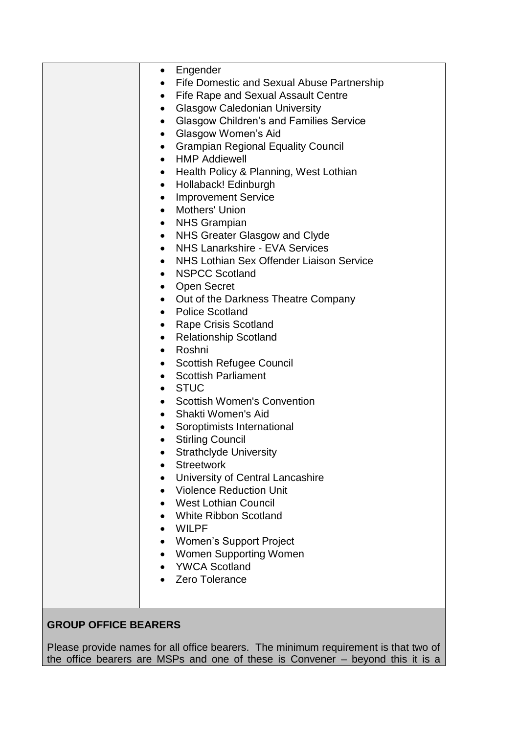| | |
|---|---|
| | • Engender<br>• Fife Domestic and Sexual Abuse Partnership<br>• Fife Rape and Sexual Assault Centre<br>• Glasgow Caledonian University<br>• Glasgow Children's and Families Service<br>• Glasgow Women's Aid<br>• Grampian Regional Equality Council<br>• HMP Addiewell<br>• Health Policy & Planning, West Lothian<br>• Hollaback! Edinburgh<br>• Improvement Service<br>• Mothers' Union<br>• NHS Grampian<br>• NHS Greater Glasgow and Clyde<br>• NHS Lanarkshire - EVA Services<br>• NHS Lothian Sex Offender Liaison Service<br>• NSPCC Scotland<br>• Open Secret<br>• Out of the Darkness Theatre Company<br>• Police Scotland<br>• Rape Crisis Scotland<br>• Relationship Scotland<br>• Roshni<br>• Scottish Refugee Council<br>• Scottish Parliament<br>• STUC<br>• Scottish Women's Convention<br>• Shakti Women's Aid<br>• Soroptimists International<br>• Stirling Council<br>• Strathclyde University<br>• Streetwork<br>• University of Central Lancashire<br>• Violence Reduction Unit<br>• West Lothian Council<br>• White Ribbon Scotland<br>• WILPF<br>• Women's Support Project<br>• Women Supporting Women<br>• YWCA Scotland<br>• Zero Tolerance |

**GROUP OFFICE BEARERS**

Please provide names for all office bearers. The minimum requirement is that two of the office bearers are MSPs and one of these is Convener – beyond this it is a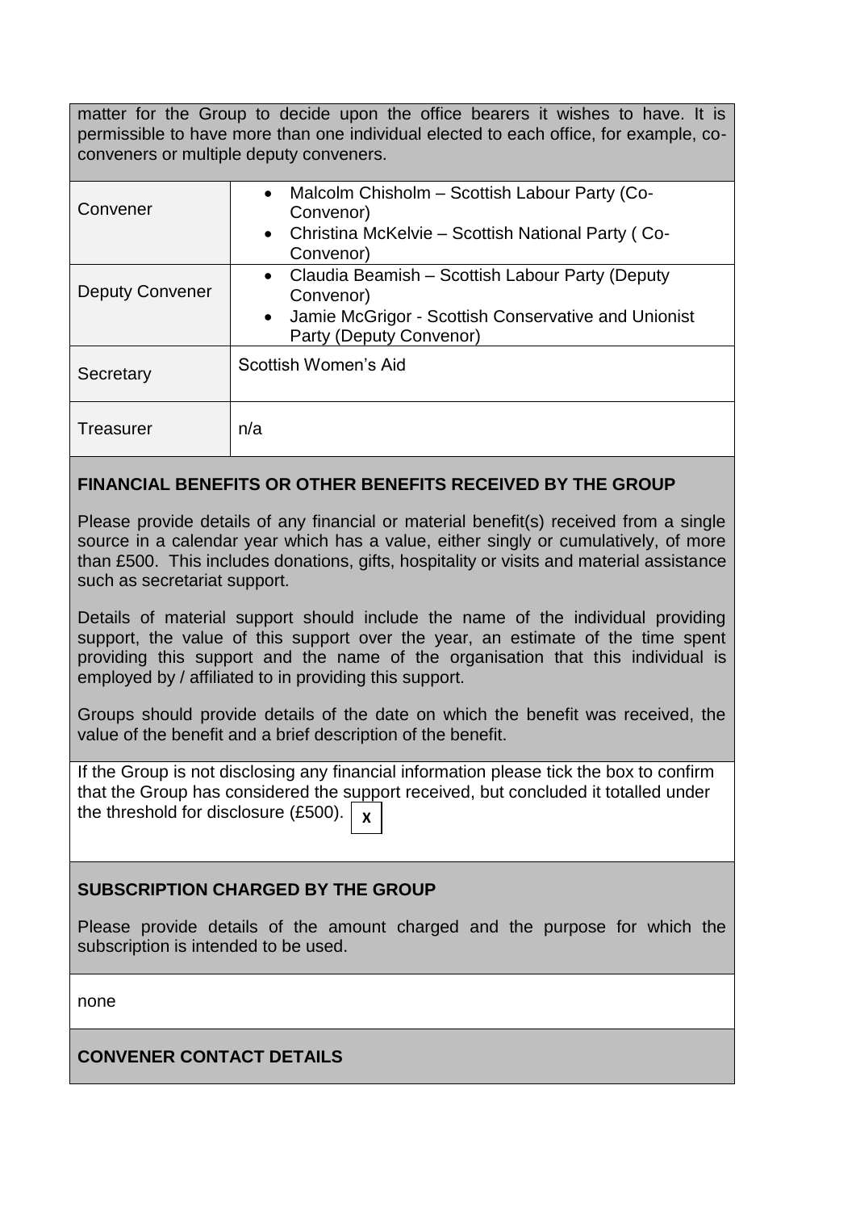matter for the Group to decide upon the office bearers it wishes to have. It is permissible to have more than one individual elected to each office, for example, co-conveners or multiple deputy conveners.

| | |
|---|---|
| Convener | • Malcolm Chisholm – Scottish Labour Party (Co-Convenor)<br>• Christina McKelvie – Scottish National Party ( Co-Convenor) |
| Deputy Convener | • Claudia Beamish – Scottish Labour Party (Deputy Convenor)<br>• Jamie McGrigor - Scottish Conservative and Unionist Party (Deputy Convenor) |
| Secretary | Scottish Women's Aid |
| Treasurer | n/a |

**FINANCIAL BENEFITS OR OTHER BENEFITS RECEIVED BY THE GROUP**

Please provide details of any financial or material benefit(s) received from a single source in a calendar year which has a value, either singly or cumulatively, of more than £500. This includes donations, gifts, hospitality or visits and material assistance such as secretariat support.

Details of material support should include the name of the individual providing support, the value of this support over the year, an estimate of the time spent providing this support and the name of the organisation that this individual is employed by / affiliated to in providing this support.

Groups should provide details of the date on which the benefit was received, the value of the benefit and a brief description of the benefit.

If the Group is not disclosing any financial information please tick the box to confirm that the Group has considered the support received, but concluded it totalled under the threshold for disclosure (£500). [X]

**SUBSCRIPTION CHARGED BY THE GROUP**

Please provide details of the amount charged and the purpose for which the subscription is intended to be used.

none

**CONVENER CONTACT DETAILS**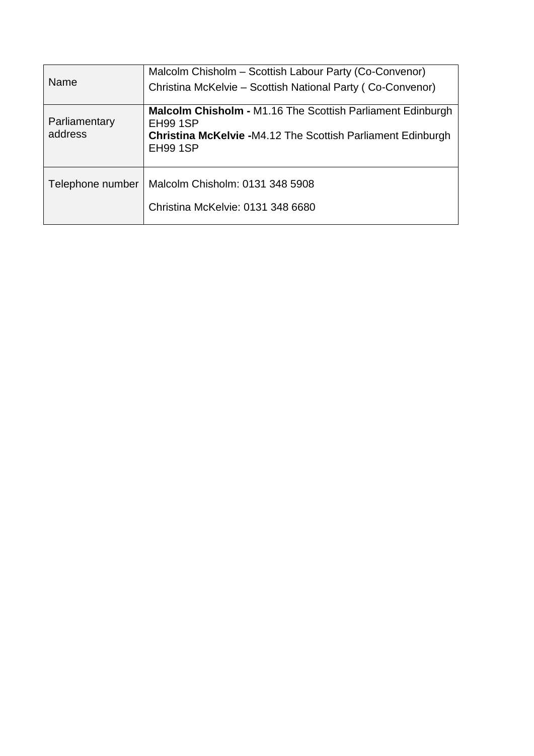| | |
|---|---|
| Name | Malcolm Chisholm – Scottish Labour Party (Co-Convenor)<br>Christina McKelvie – Scottish National Party ( Co-Convenor) |
| Parliamentary address | **Malcolm Chisholm -** M1.16 The Scottish Parliament Edinburgh EH99 1SP<br>**Christina McKelvie -**M4.12 The Scottish Parliament Edinburgh EH99 1SP |
| Telephone number | Malcolm Chisholm: 0131 348 5908<br>Christina McKelvie: 0131 348 6680 |